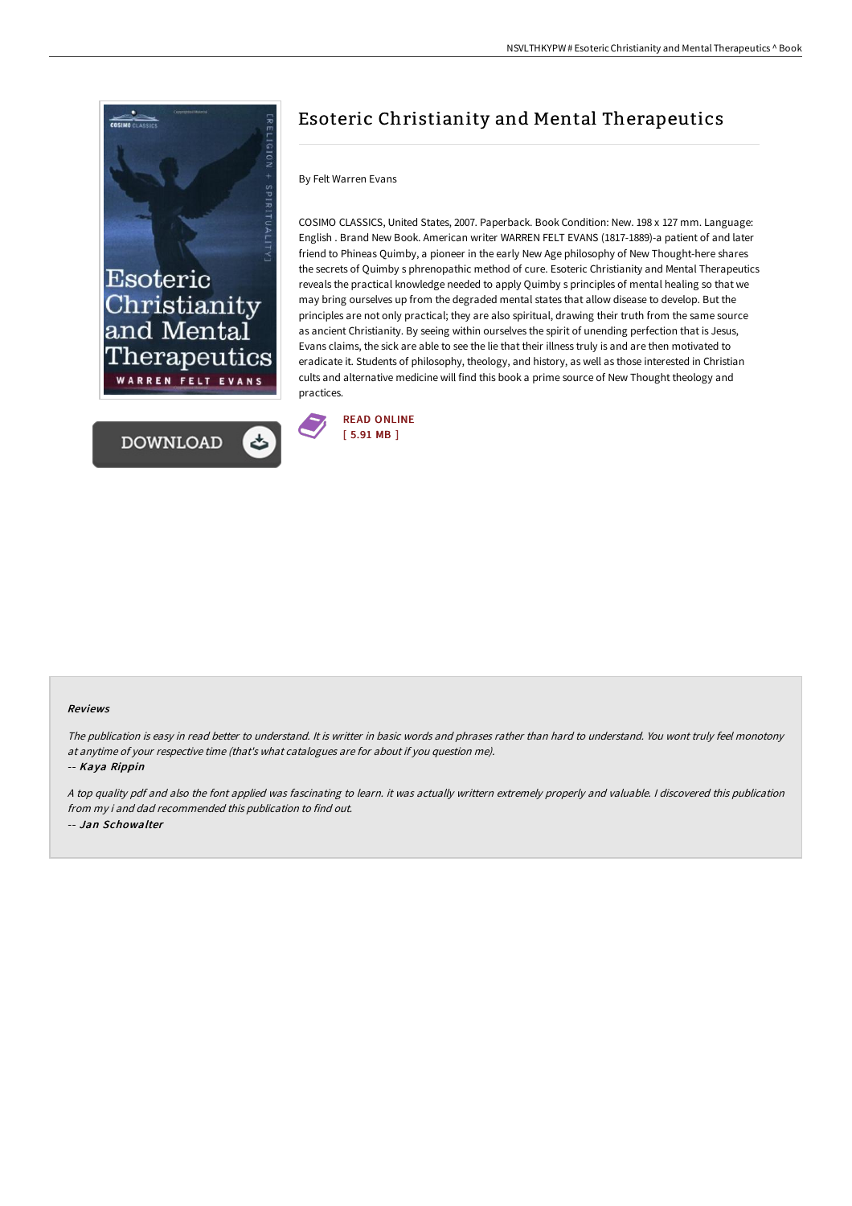# Esoteric Christianity and Mental Therapeutics

By Felt Warren Evans

COSIMO CLASSICS, United States, 2007. Paperback. Book Condition: New. 198 x 127 mm. Language: English . Brand New Book. American writer WARREN FELT EVANS (1817-1889)-a patient of and later friend to Phineas Quimby, a pioneer in the early New Age philosophy of New Thought-here shares the secrets of Quimby s phrenopathic method of cure. Esoteric Christianity and Mental Therapeutics reveals the practical knowledge needed to apply Quimby s principles of mental healing so that we may bring ourselves up from the degraded mental states that allow disease to develop. But the principles are not only practical; they are also spiritual, drawing their truth from the same source as ancient Christianity. By seeing within ourselves the spirit of unending perfection that is Jesus, Evans claims, the sick are able to see the lie that their illness truly is and are then motivated to eradicate it. Students of philosophy, theology, and history, as well as those interested in Christian cults and alternative medicine will find this book a prime source of New Thought theology and practices.

DOWNLOAD

READ ONLINE
[ 5.91 MB ]

#### Reviews

*The publication is easy in read better to understand. It is writter in basic words and phrases rather than hard to understand. You wont truly feel monotony at anytime of your respective time (that's what catalogues are for about if you question me).*

-- *Kaya Rippin*

*A top quality pdf and also the font applied was fascinating to learn. it was actually writtern extremely properly and valuable. I discovered this publication from my i and dad recommended this publication to find out.*

-- *Jan Schowalter*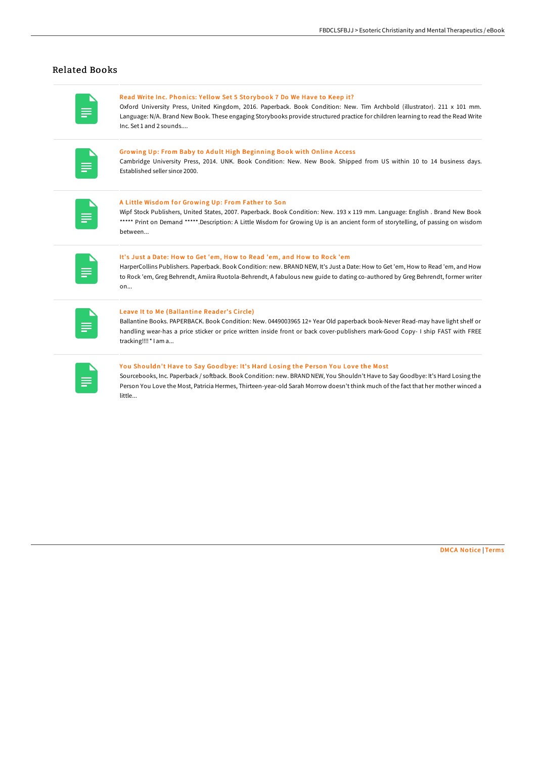## Related Books

### Read Write Inc. Phonics: Yellow Set 5 Storybook 7 Do We Have to Keep it?

Oxford University Press, United Kingdom, 2016. Paperback. Book Condition: New. Tim Archbold (illustrator). 211 x 101 mm. Language: N/A. Brand New Book. These engaging Storybooks provide structured practice for children learning to read the Read Write Inc. Set 1 and 2 sounds....

### Growing Up: From Baby to Adult High Beginning Book with Online Access

Cambridge University Press, 2014. UNK. Book Condition: New. New Book. Shipped from US within 10 to 14 business days. Established seller since 2000.

### A Little Wisdom for Growing Up: From Father to Son

Wipf Stock Publishers, United States, 2007. Paperback. Book Condition: New. 193 x 119 mm. Language: English . Brand New Book ***** Print on Demand *****.Description: A Little Wisdom for Growing Up is an ancient form of storytelling, of passing on wisdom between...

### It's Just a Date: How to Get 'em, How to Read 'em, and How to Rock 'em

HarperCollins Publishers. Paperback. Book Condition: new. BRAND NEW, It's Just a Date: How to Get 'em, How to Read 'em, and How to Rock 'em, Greg Behrendt, Amiira Ruotola-Behrendt, A fabulous new guide to dating co-authored by Greg Behrendt, former writer on...

### Leave It to Me (Ballantine Reader's Circle)

Ballantine Books. PAPERBACK. Book Condition: New. 0449003965 12+ Year Old paperback book-Never Read-may have light shelf or handling wear-has a price sticker or price written inside front or back cover-publishers mark-Good Copy- I ship FAST with FREE tracking!!!! * I am a...

### You Shouldn't Have to Say Goodbye: It's Hard Losing the Person You Love the Most

Sourcebooks, Inc. Paperback / softback. Book Condition: new. BRAND NEW, You Shouldn't Have to Say Goodbye: It's Hard Losing the Person You Love the Most, Patricia Hermes, Thirteen-year-old Sarah Morrow doesn't think much of the fact that her mother winced a little...